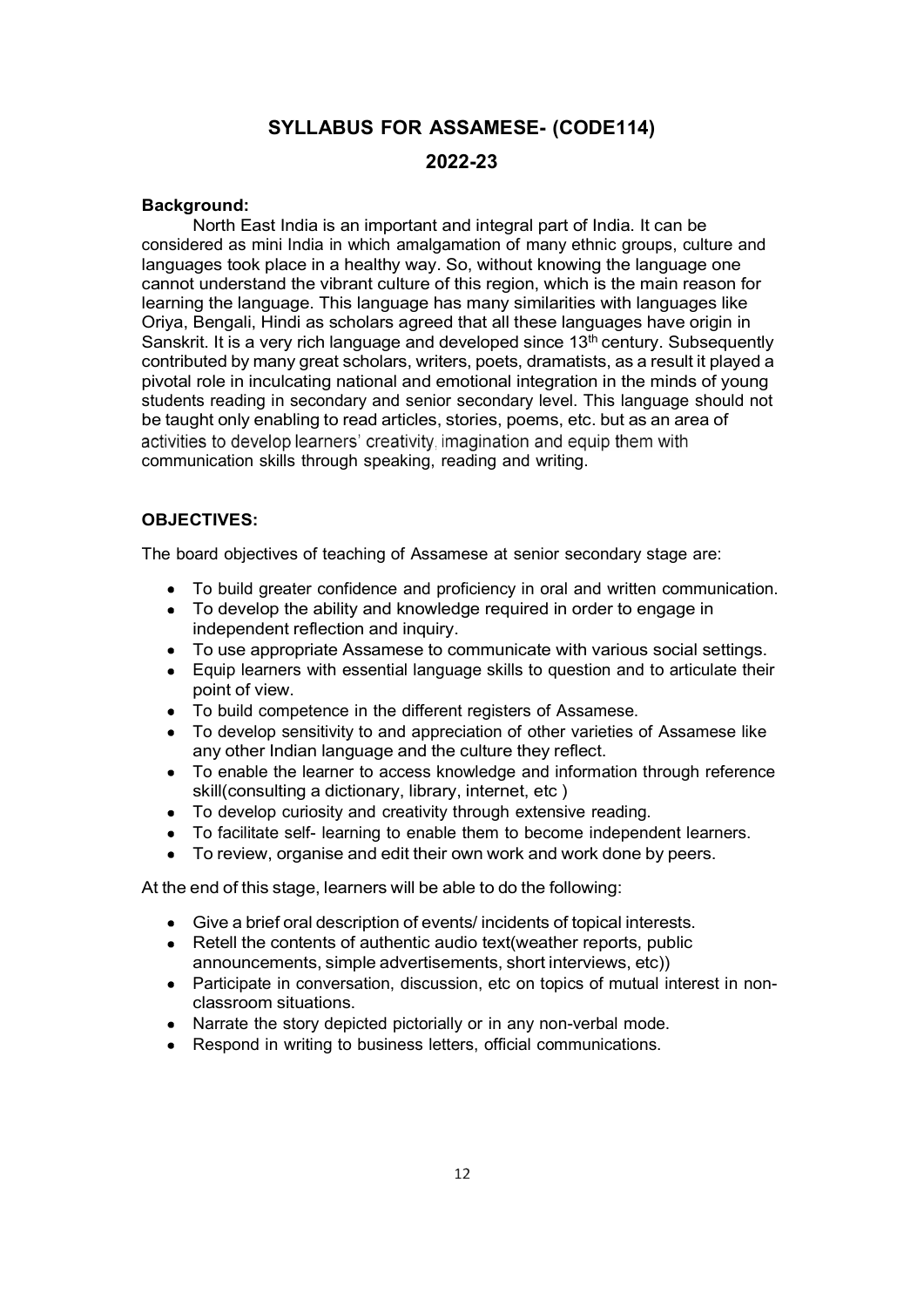# SYLLABUS FOR ASSAMESE- (CODE114)

## 2022-23

**Background:**

North East India is an important and integral part of India. It can be considered as mini India in which amalgamation of many ethnic groups, culture and languages took place in a healthy way. So, without knowing the language one cannot understand the vibrant culture of this region, which is the main reason for learning the language. This language has many similarities with languages like Oriya, Bengali, Hindi as scholars agreed that all these languages have origin in Sanskrit. It is a very rich language and developed since 13th century. Subsequently contributed by many great scholars, writers, poets, dramatists, as a result it played a pivotal role in inculcating national and emotional integration in the minds of young students reading in secondary and senior secondary level. This language should not be taught only enabling to read articles, stories, poems, etc. but as an area of activities to develop learners' creativity, imagination and equip them with communication skills through speaking, reading and writing.

**OBJECTIVES:**

The board objectives of teaching of Assamese at senior secondary stage are:

- To build greater confidence and proficiency in oral and written communication.
- To develop the ability and knowledge required in order to engage in independent reflection and inquiry.
- To use appropriate Assamese to communicate with various social settings.
- Equip learners with essential language skills to question and to articulate their point of view.
- To build competence in the different registers of Assamese.
- To develop sensitivity to and appreciation of other varieties of Assamese like any other Indian language and the culture they reflect.
- To enable the learner to access knowledge and information through reference skill(consulting a dictionary, library, internet, etc )
- To develop curiosity and creativity through extensive reading.
- To facilitate self- learning to enable them to become independent learners.
- To review, organise and edit their own work and work done by peers.

At the end of this stage, learners will be able to do the following:

- Give a brief oral description of events/ incidents of topical interests.
- Retell the contents of authentic audio text(weather reports, public announcements, simple advertisements, short interviews, etc))
- Participate in conversation, discussion, etc on topics of mutual interest in non-classroom situations.
- Narrate the story depicted pictorially or in any non-verbal mode.
- Respond in writing to business letters, official communications.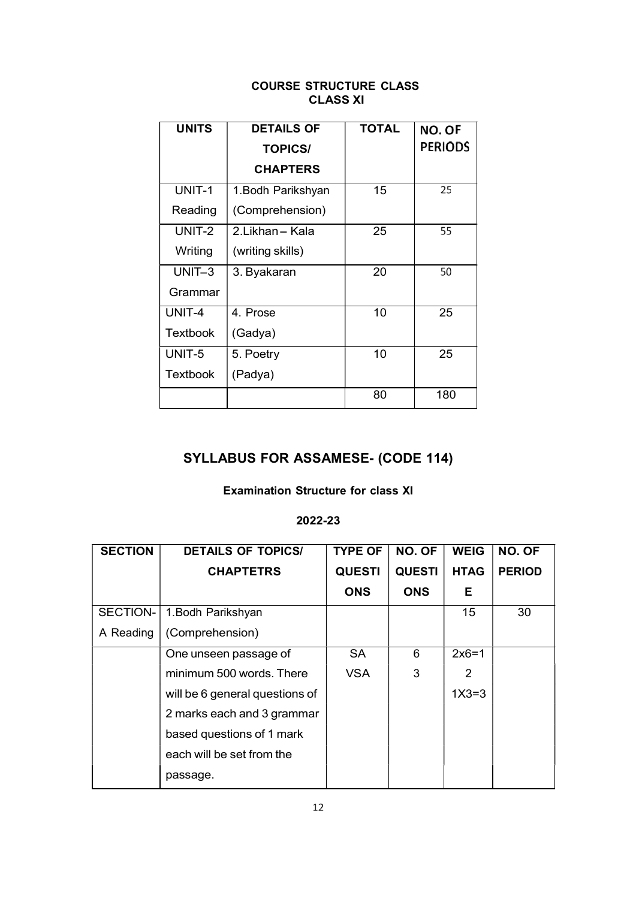**COURSE STRUCTURE CLASS**
**CLASS XI**

| UNITS | DETAILS OF TOPICS/ CHAPTERS | TOTAL | NO. OF PERIODS |
|---|---|---|---|
| UNIT-1 Reading | 1.Bodh Parikshyan (Comprehension) | 15 | 25 |
| UNIT-2 Writing | 2.Likhan – Kala (writing skills) | 25 | 55 |
| UNIT–3 Grammar | 3. Byakaran | 20 | 50 |
| UNIT-4 Textbook | 4. Prose (Gadya) | 10 | 25 |
| UNIT-5 Textbook | 5. Poetry (Padya) | 10 | 25 |
| | | 80 | 180 |

## SYLLABUS FOR ASSAMESE- (CODE 114)

### Examination Structure for class XI

### 2022-23

| SECTION | DETAILS OF TOPICS/ CHAPTETRS | TYPE OF QUESTIONS | NO. OF QUESTIONS | WEIGHTAGE | NO. OF PERIOD |
|---|---|---|---|---|---|
| SECTION-A Reading | 1.Bodh Parikshyan (Comprehension) | | | 15 | 30 |
| | One unseen passage of minimum 500 words. There will be 6 general questions of 2 marks each and 3 grammar based questions of 1 mark each will be set from the passage. | SA<br>VSA | 6<br>3 | 2x6=12<br>1X3=3 | |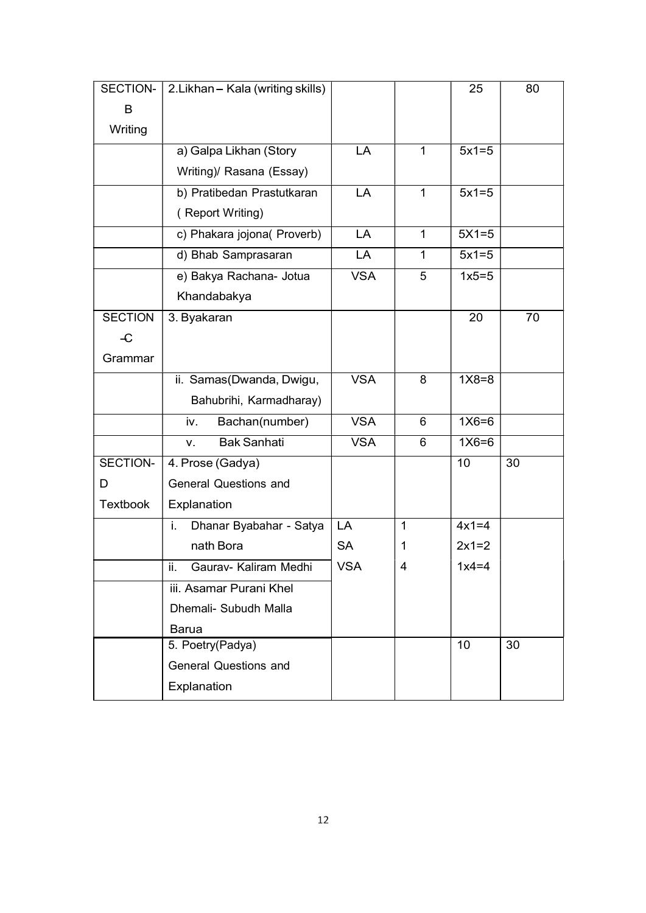| SECTION-B Writing | 2.Likhan – Kala (writing skills) | | | 25 | 80 |
|---|---|---|---|---|---|
| | a) Galpa Likhan (Story Writing)/ Rasana (Essay) | LA | 1 | 5x1=5 | |
| | b) Pratibedan Prastutkaran ( Report Writing) | LA | 1 | 5x1=5 | |
| | c) Phakara jojona( Proverb) | LA | 1 | 5X1=5 | |
| | d) Bhab Samprasaran | LA | 1 | 5x1=5 | |
| | e) Bakya Rachana- Jotua Khandabakya | VSA | 5 | 1x5=5 | |
| SECTION -C Grammar | 3. Byakaran | | | 20 | 70 |
| | ii. Samas(Dwanda, Dwigu, Bahubrihi, Karmadharay) | VSA | 8 | 1X8=8 | |
| | iv. Bachan(number) | VSA | 6 | 1X6=6 | |
| | v. Bak Sanhati | VSA | 6 | 1X6=6 | |
| SECTION-D Textbook | 4. Prose (Gadya) General Questions and Explanation | | | 10 | 30 |
| | i. Dhanar Byabahar - Satya nath Bora | LA<br>SA | 1<br>1 | 4x1=4<br>2x1=2 | |
| | ii. Gaurav- Kaliram Medhi | VSA | 4 | 1x4=4 | |
| | iii. Asamar Purani Khel Dhemali- Subudh Malla Barua | | | | |
| | 5. Poetry(Padya) General Questions and Explanation | | | 10 | 30 |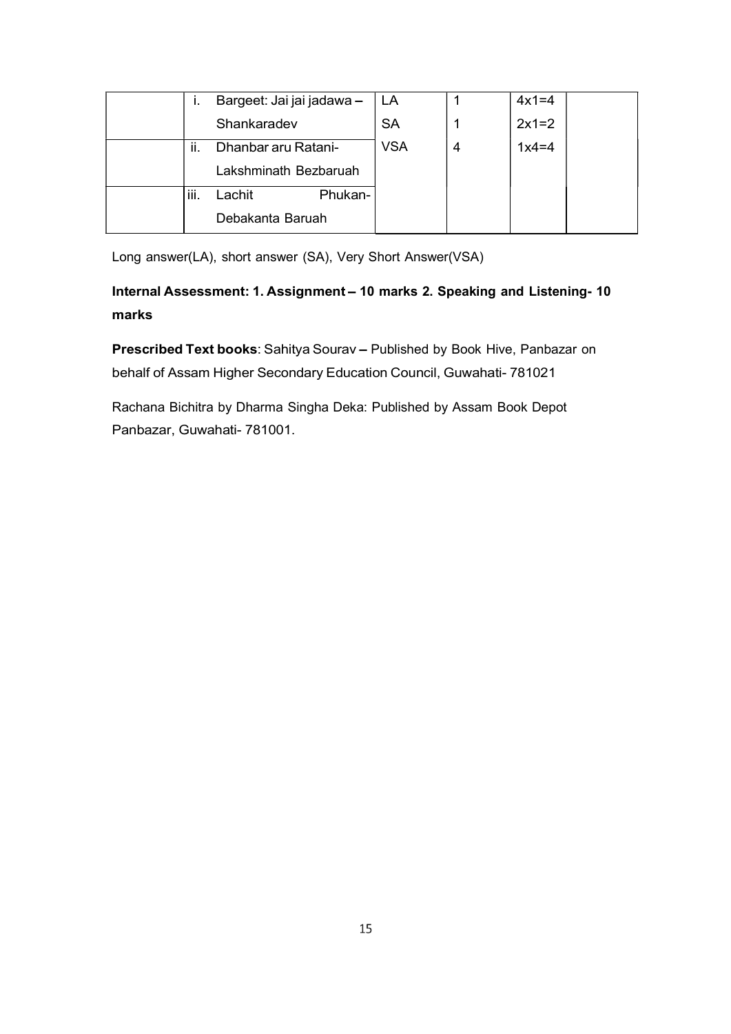| | | | | | |
|---|---|---|---|---|---|
| | i. Bargeet: Jai jai jadawa – Shankaradev | LA | 1 | 4x1=4 | |
| | | SA | 1 | 2x1=2 | |
| | ii. Dhanbar aru Ratani-Lakshminath Bezbaruah | VSA | 4 | 1x4=4 | |
| | iii. Lachit Phukan-Debakanta Baruah | | | | |

Long answer(LA), short answer (SA), Very Short Answer(VSA)

**Internal Assessment: 1. Assignment – 10 marks 2. Speaking and Listening- 10 marks**

**Prescribed Text books**: Sahitya Sourav – Published by Book Hive, Panbazar on behalf of Assam Higher Secondary Education Council, Guwahati- 781021

Rachana Bichitra by Dharma Singha Deka: Published by Assam Book Depot Panbazar, Guwahati- 781001.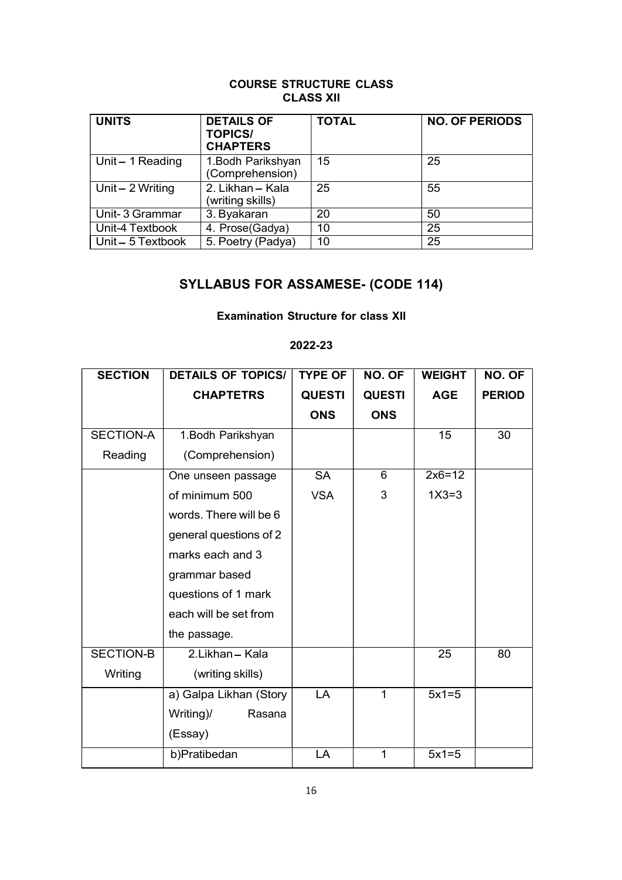**COURSE STRUCTURE CLASS**
**CLASS XII**

| UNITS | DETAILS OF TOPICS/ CHAPTERS | TOTAL | NO. OF PERIODS |
|---|---|---|---|
| Unit – 1 Reading | 1.Bodh Parikshyan (Comprehension) | 15 | 25 |
| Unit – 2 Writing | 2. Likhan – Kala (writing skills) | 25 | 55 |
| Unit- 3 Grammar | 3. Byakaran | 20 | 50 |
| Unit-4 Textbook | 4. Prose(Gadya) | 10 | 25 |
| Unit – 5 Textbook | 5. Poetry (Padya) | 10 | 25 |

## SYLLABUS FOR ASSAMESE- (CODE 114)

**Examination Structure for class XII**

**2022-23**

| SECTION | DETAILS OF TOPICS/ CHAPTETRS | TYPE OF QUESTIONS | NO. OF QUESTIONS | WEIGHTAGE | NO. OF PERIOD |
|---|---|---|---|---|---|
| SECTION-A Reading | 1.Bodh Parikshyan (Comprehension) | | | 15 | 30 |
| | One unseen passage of minimum 500 words. There will be 6 general questions of 2 marks each and 3 grammar based questions of 1 mark each will be set from the passage. | SA<br>VSA | 6<br>3 | 2x6=12<br>1X3=3 | |
| SECTION-B Writing | 2.Likhan – Kala (writing skills) | | | 25 | 80 |
| | a) Galpa Likhan (Story Writing)/ Rasana (Essay) | LA | 1 | 5x1=5 | |
| | b)Pratibedan | LA | 1 | 5x1=5 | |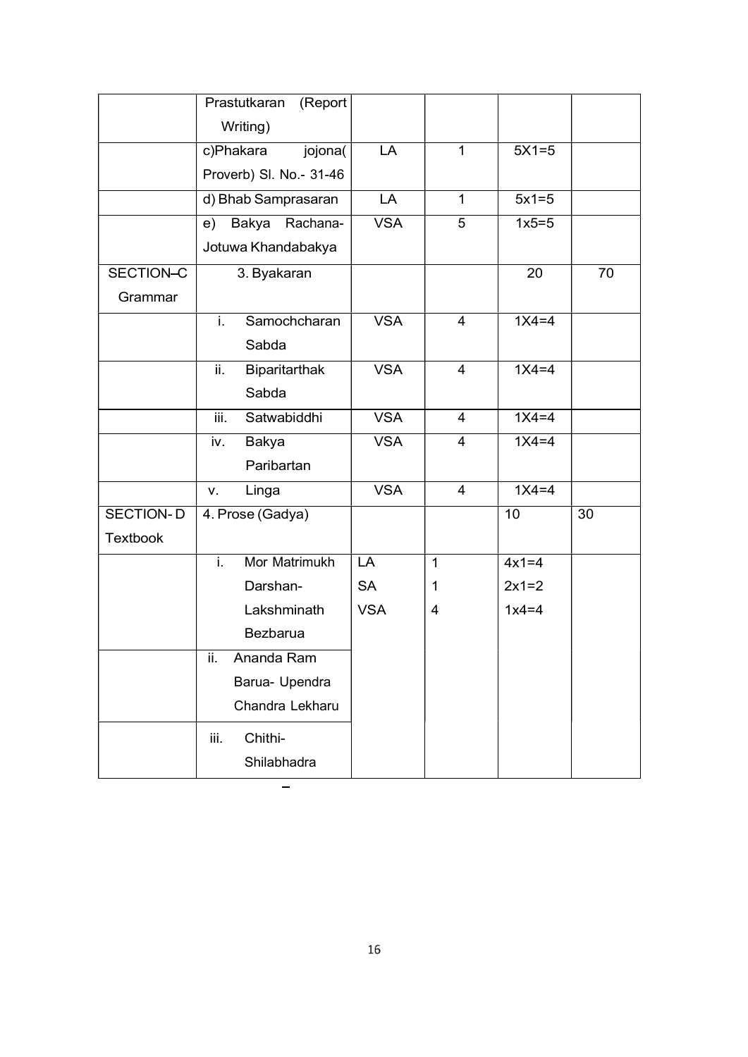| | | | | | |
|---|---|---|---|---|---|
| | Prastutkaran (Report Writing) | | | | |
| | c)Phakara jojona( Proverb) Sl. No.- 31-46 | LA | 1 | 5X1=5 | |
| | d) Bhab Samprasaran | LA | 1 | 5x1=5 | |
| | e) Bakya Rachana-Jotuwa Khandabakya | VSA | 5 | 1x5=5 | |
| SECTION–C Grammar | 3. Byakaran | | | 20 | 70 |
| | i. Samochcharan Sabda | VSA | 4 | 1X4=4 | |
| | ii. Biparitarthak Sabda | VSA | 4 | 1X4=4 | |
| | iii. Satwabiddhi | VSA | 4 | 1X4=4 | |
| | iv. Bakya Paribartan | VSA | 4 | 1X4=4 | |
| | v. Linga | VSA | 4 | 1X4=4 | |
| SECTION- D Textbook | 4. Prose (Gadya) | | | 10 | 30 |
| | i. Mor Matrimukh Darshan- Lakshminath Bezbarua | LA<br>SA<br>VSA | 1<br>1<br>4 | 4x1=4<br>2x1=2<br>1x4=4 | |
| | ii. Ananda Ram Barua- Upendra Chandra Lekharu | | | | |
| | iii. Chithi- Shilabhadra | | | | |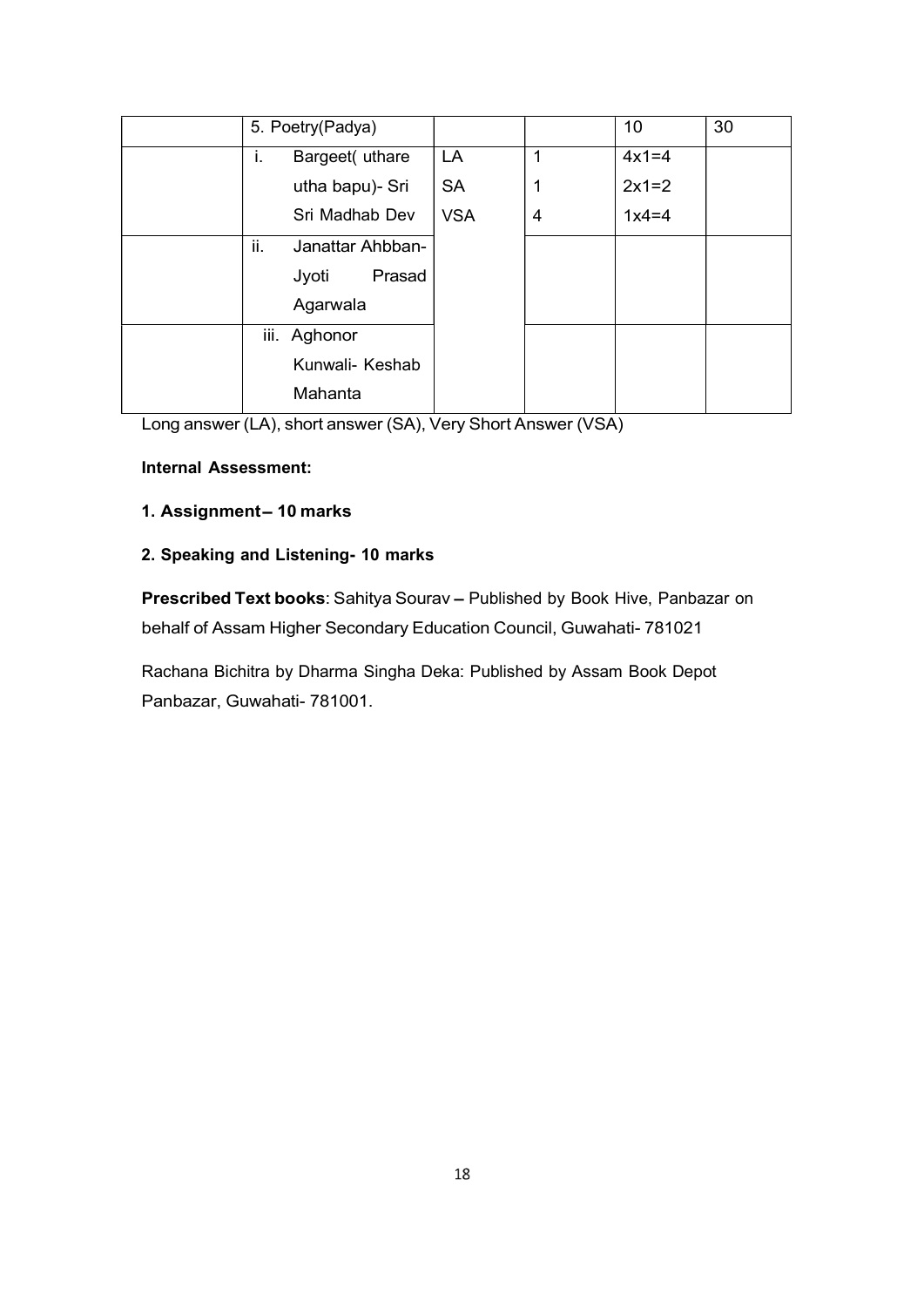| | 5. Poetry(Padya) | | | 10 | 30 |
|---|---|---|---|---|---|
| | i. Bargeet( uthare utha bapu)- Sri Sri Madhab Dev | LA<br>SA<br>VSA | 1<br>1<br>4 | 4x1=4<br>2x1=2<br>1x4=4 | |
| | ii. Janattar Ahbban- Jyoti Prasad Agarwala | | | | |
| | iii. Aghonor Kunwali- Keshab Mahanta | | | | |

Long answer (LA), short answer (SA), Very Short Answer (VSA)

**Internal Assessment:**

**1. Assignment – 10 marks**

**2. Speaking and Listening- 10 marks**

**Prescribed Text books**: Sahitya Sourav – Published by Book Hive, Panbazar on behalf of Assam Higher Secondary Education Council, Guwahati- 781021

Rachana Bichitra by Dharma Singha Deka: Published by Assam Book Depot Panbazar, Guwahati- 781001.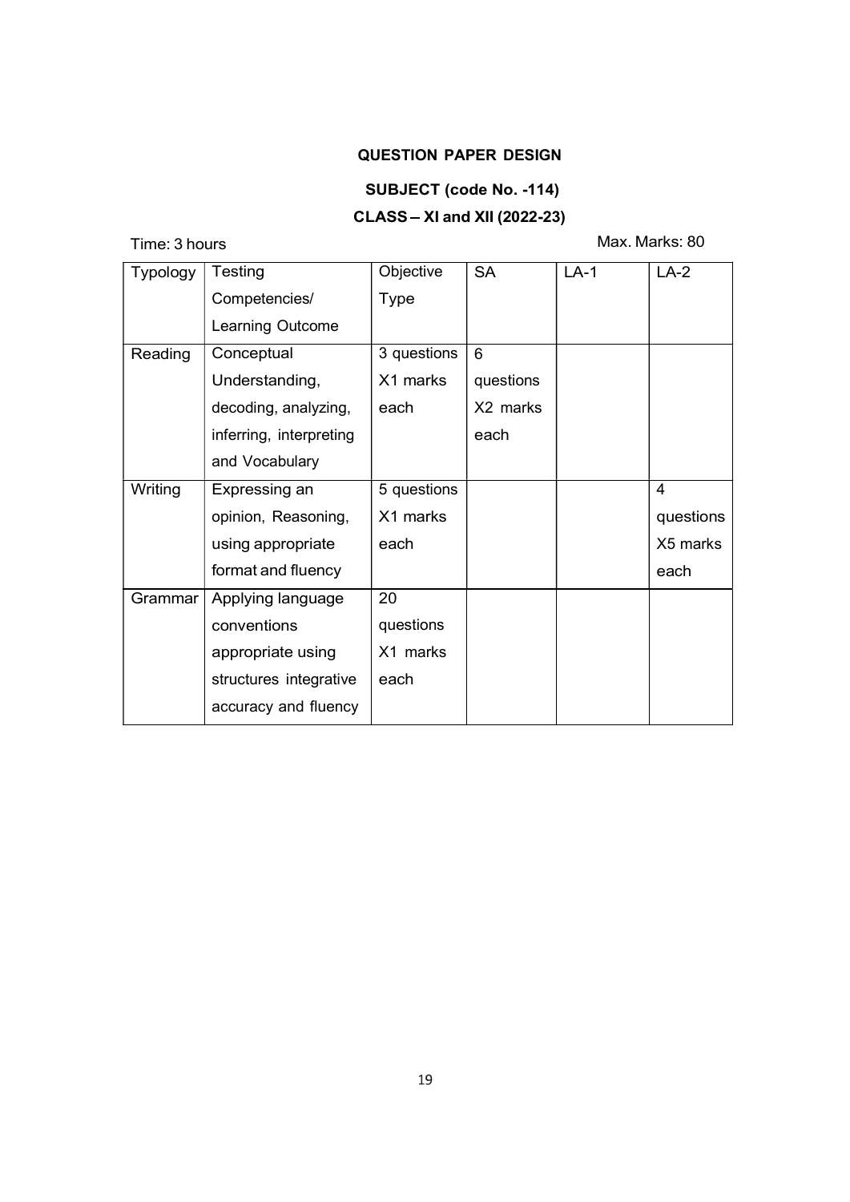## QUESTION PAPER DESIGN

### SUBJECT (code No. -114)

### CLASS – XI and XII (2022-23)

Time: 3 hours Max. Marks: 80

| Typology | Testing Competencies/ Learning Outcome | Objective Type | SA | LA-1 | LA-2 |
|---|---|---|---|---|---|
| Reading | Conceptual Understanding, decoding, analyzing, inferring, interpreting and Vocabulary | 3 questions X1 marks each | 6 questions X2 marks each | | |
| Writing | Expressing an opinion, Reasoning, using appropriate format and fluency | 5 questions X1 marks each | | | 4 questions X5 marks each |
| Grammar | Applying language conventions appropriate using structures integrative accuracy and fluency | 20 questions X1 marks each | | | |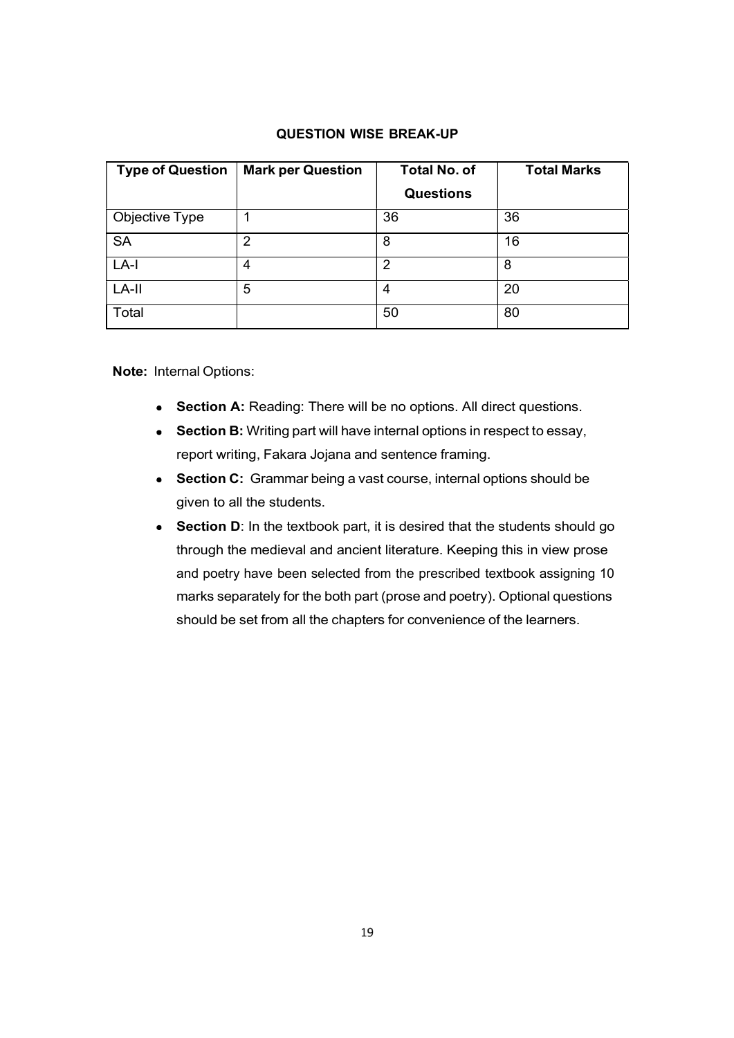## QUESTION WISE BREAK-UP

| Type of Question | Mark per Question | Total No. of Questions | Total Marks |
|---|---|---|---|
| Objective Type | 1 | 36 | 36 |
| SA | 2 | 8 | 16 |
| LA-I | 4 | 2 | 8 |
| LA-II | 5 | 4 | 20 |
| Total | | 50 | 80 |

**Note:** Internal Options:

- **Section A:** Reading: There will be no options. All direct questions.
- **Section B:** Writing part will have internal options in respect to essay, report writing, Fakara Jojana and sentence framing.
- **Section C:** Grammar being a vast course, internal options should be given to all the students.
- **Section D**: In the textbook part, it is desired that the students should go through the medieval and ancient literature. Keeping this in view prose and poetry have been selected from the prescribed textbook assigning 10 marks separately for the both part (prose and poetry). Optional questions should be set from all the chapters for convenience of the learners.